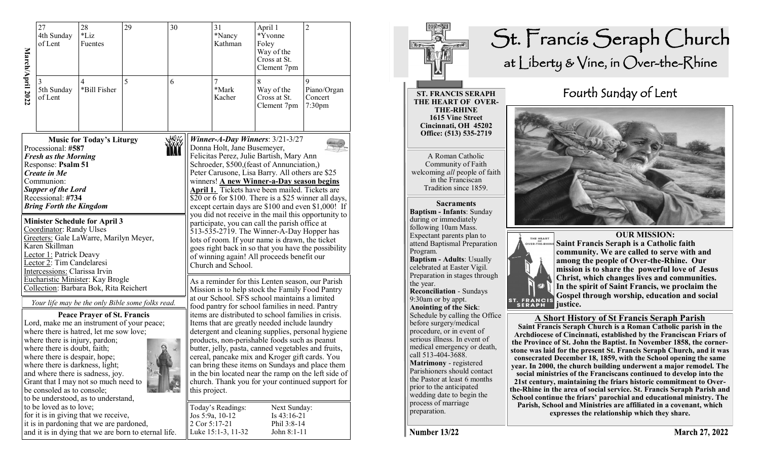## March/April 2022

| 27 | 28 | 29 | 30 | 31 | April 1 | 2 |
|---|---|---|---|---|---|---|
| 4th Sunday of Lent | *Liz Fuentes | | | *Nancy Kathman | *Yvonne Foley Way of the Cross at St. Clement 7pm | |
| 3 | 4 | 5 | 6 | 7 | 8 | 9 |
| 5th Sunday of Lent | *Bill Fisher | | | *Mark Kacher | Way of the Cross at St. Clement 7pm | Piano/Organ Concert 7:30pm |

### Music for Today's Liturgy

Processional: **#587**
***Fresh as the Morning***
Response: **Psalm 51**
***Create in Me***
Communion:
***Supper of the Lord***
Recessional: **#734**
***Bring Forth the Kingdom***

### Minister Schedule for April 3

Coordinator: Randy Ulses
Greeters: Gale LaWarre, Marilyn Meyer, Karen Skillman
Lector 1: Patrick Deavy
Lector 2: Tim Candelaresi
Intercessions: Clarissa Irvin
Eucharistic Minister: Kay Brogle
Collection: Barbara Bok, Rita Reichert

*Your life may be the only Bible some folks read.*

### Peace Prayer of St. Francis

Lord, make me an instrument of your peace;
where there is hatred, let me sow love;
where there is injury, pardon;
where there is doubt, faith;
where there is despair, hope;
where there is darkness, light;
and where there is sadness, joy.
Grant that I may not so much need to be consoled as to console;
to be understood, as to understand,
to be loved as to love;
for it is in giving that we receive,
it is in pardoning that we are pardoned,
and it is in dying that we are born to eternal life.

***Winner-A-Day Winners***: 3/21-3/27
Donna Holt, Jane Busemeyer, Felicitas Perez, Julie Bartish, Mary Ann Schroeder, $500,(feast of Annunciation,) Peter Carusone, Lisa Barry. All others are $25 winners! **A new Winner-a-Day season begins April 1.** Tickets have been mailed. Tickets are $20 or 6 for $100. There is a $25 winner all days, except certain days are $100 and even $1,000! If you did not receive in the mail this opportunity to participate, you can call the parish office at 513-535-2719. The Winner-A-Day Hopper has lots of room. If your name is drawn, the ticket goes right back in so that you have the possibility of winning again! All proceeds benefit our Church and School.

As a reminder for this Lenten season, our Parish Mission is to help stock the Family Food Pantry at our School. SFS school maintains a limited food pantry for school families in need. Pantry items are distributed to school families in crisis. Items that are greatly needed include laundry detergent and cleaning supplies, personal hygiene products, non-perishable foods such as peanut butter, jelly, pasta, canned vegetables and fruits, cereal, pancake mix and Kroger gift cards. You can bring these items on Sundays and place them in the bin located near the ramp on the left side of church. Thank you for your continued support for this project.

| Today's Readings: | Next Sunday: |
|---|---|
| Jos 5:9a, 10-12 | Is 43:16-21 |
| 2 Cor 5:17-21 | Phil 3:8-14 |
| Luke 15:1-3, 11-32 | John 8:1-11 |

# St. Francis Seraph Church
## at Liberty & Vine, in Over-the-Rhine

**ST. FRANCIS SERAPH
THE HEART OF OVER-THE-RHINE
1615 Vine Street
Cincinnati, OH 45202
Office: (513) 535-2719**

A Roman Catholic Community of Faith welcoming *all* people of faith in the Franciscan Tradition since 1859.

### Sacraments

**Baptism - Infants**: Sunday during or immediately following 10am Mass. Expectant parents plan to attend Baptismal Preparation Program.
**Baptism - Adults**: Usually celebrated at Easter Vigil. Preparation in stages through the year.
**Reconciliation** - Sundays 9:30am or by appt.
**Anointing of the Sick**: Schedule by calling the Office before surgery/medical procedure, or in event of serious illness. In event of medical emergency or death, call 513-404-3688.
**Matrimony** - registered Parishioners should contact the Pastor at least 6 months prior to the anticipated wedding date to begin the process of marriage preparation.

## Fourth Sunday of Lent

### OUR MISSION:

**Saint Francis Seraph is a Catholic faith community. We are called to serve with and among the people of Over-the-Rhine. Our mission is to share the powerful love of Jesus Christ, which changes lives and communities. In the spirit of Saint Francis, we proclaim the Gospel through worship, education and social justice.**

### A Short History of St Francis Seraph Parish

**Saint Francis Seraph Church is a Roman Catholic parish in the Archdiocese of Cincinnati, established by the Franciscan Friars of the Province of St. John the Baptist. In November 1858, the corner-stone was laid for the present St. Francis Seraph Church, and it was consecrated December 18, 1859, with the School opening the same year. In 2000, the church building underwent a major remodel. The social ministries of the Franciscans continued to develop into the 21st century, maintaining the friars historic commitment to Over-the-Rhine in the area of social service. St. Francis Seraph Parish and School continue the friars' parochial and educational ministry. The Parish, School and Ministries are affiliated in a covenant, which expresses the relationship which they share.**

**Number 13/22** **March 27, 2022**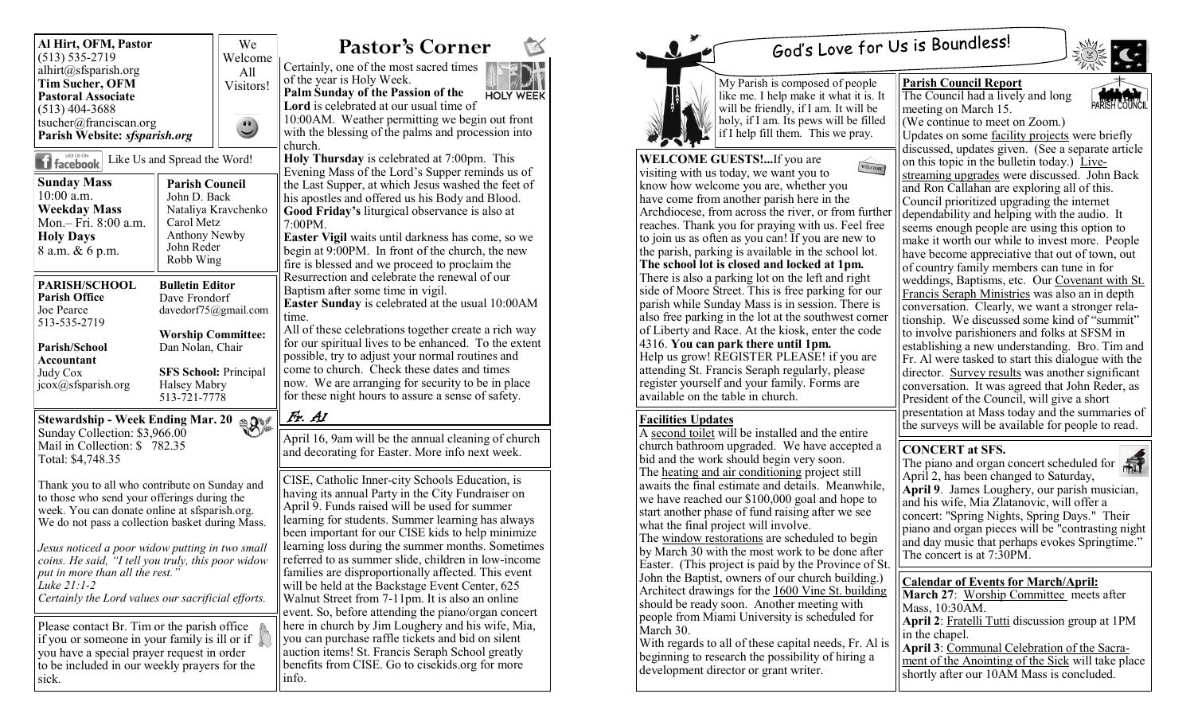**Al Hirt, OFM, Pastor**
(513) 535-2719
alhirt@sfsparish.org
**Tim Sucher, OFM**
**Pastoral Associate**
(513) 404-3688
tsucher@franciscan.org
**Parish Website:** ***sfsparish.org***

We Welcome All Visitors!

Like Us and Spread the Word!

**Sunday Mass**
10:00 a.m.
**Weekday Mass**
Mon.– Fri. 8:00 a.m.
**Holy Days**
8 a.m. & 6 p.m.

**Parish Council**
John D. Back
Nataliya Kravchenko
Carol Metz
Anthony Newby
John Reder
Robb Wing

**PARISH/SCHOOL**
**Parish Office**
Joe Pearce
513-535-2719

**Parish/School Accountant**
Judy Cox
jcox@sfsparish.org

**Bulletin Editor**
Dave Frondorf
davedorf75@gmail.com

**Worship Committee:**
Dan Nolan, Chair

**SFS School:** Principal
Halsey Mabry
513-721-7778

**Stewardship - Week Ending Mar. 20**
Sunday Collection: $3,966.00
Mail in Collection: $ 782.35
Total: $4,748.35

Thank you to all who contribute on Sunday and to those who send your offerings during the week. You can donate online at sfsparish.org. We do not pass a collection basket during Mass.

*Jesus noticed a poor widow putting in two small coins. He said, "I tell you truly, this poor widow put in more than all the rest."*
*Luke 21:1-2*
*Certainly the Lord values our sacrificial efforts.*

Please contact Br. Tim or the parish office if you or someone in your family is ill or if you have a special prayer request in order to be included in our weekly prayers for the sick.

# Pastor's Corner

Certainly, one of the most sacred times of the year is Holy Week.
**Palm Sunday of the Passion of the Lord** is celebrated at our usual time of 10:00AM. Weather permitting we begin out front with the blessing of the palms and procession into church.
**Holy Thursday** is celebrated at 7:00pm. This Evening Mass of the Lord's Supper reminds us of the Last Supper, at which Jesus washed the feet of his apostles and offered us his Body and Blood.
**Good Friday's** liturgical observance is also at 7:00PM.
**Easter Vigil** waits until darkness has come, so we begin at 9:00PM. In front of the church, the new fire is blessed and we proceed to proclaim the Resurrection and celebrate the renewal of our Baptism after some time in vigil.
**Easter Sunday** is celebrated at the usual 10:00AM time.
All of these celebrations together create a rich way for our spiritual lives to be enhanced. To the extent possible, try to adjust your normal routines and come to church. Check these dates and times now. We are arranging for security to be in place for these night hours to assure a sense of safety.

*Fr. Al*

April 16, 9am will be the annual cleaning of church and decorating for Easter. More info next week.

CISE, Catholic Inner-city Schools Education, is having its annual Party in the City Fundraiser on April 9. Funds raised will be used for summer learning for students. Summer learning has always been important for our CISE kids to help minimize learning loss during the summer months. Sometimes referred to as summer slide, children in low-income families are disproportionally affected. This event will be held at the Backstage Event Center, 625 Walnut Street from 7-11pm. It is also an online event. So, before attending the piano/organ concert here in church by Jim Loughery and his wife, Mia, you can purchase raffle tickets and bid on silent auction items! St. Francis Seraph School greatly benefits from CISE. Go to cisekids.org for more info.

## God's Love for Us is Boundless!

My Parish is composed of people like me. I help make it what it is. It will be friendly, if I am. It will be holy, if I am. Its pews will be filled if I help fill them. This we pray.

**WELCOME GUESTS!...**If you are visiting with us today, we want you to know how welcome you are, whether you have come from another parish here in the Archdiocese, from across the river, or from further reaches. Thank you for praying with us. Feel free to join us as often as you can! If you are new to the parish, parking is available in the school lot. **The school lot is closed and locked at 1pm.** There is also a parking lot on the left and right side of Moore Street. This is free parking for our parish while Sunday Mass is in session. There is also free parking in the lot at the southwest corner of Liberty and Race. At the kiosk, enter the code 4316. **You can park there until 1pm.**
Help us grow! REGISTER PLEASE! if you are attending St. Francis Seraph regularly, please register yourself and your family. Forms are available on the table in church.

**Facilities Updates**
A second toilet will be installed and the entire church bathroom upgraded. We have accepted a bid and the work should begin very soon.
The heating and air conditioning project still awaits the final estimate and details. Meanwhile, we have reached our $100,000 goal and hope to start another phase of fund raising after we see what the final project will involve.
The window restorations are scheduled to begin by March 30 with the most work to be done after Easter. (This project is paid by the Province of St. John the Baptist, owners of our church building.) Architect drawings for the 1600 Vine St. building should be ready soon. Another meeting with people from Miami University is scheduled for March 30.
With regards to all of these capital needs, Fr. Al is beginning to research the possibility of hiring a development director or grant writer.

**Parish Council Report**
The Council had a lively and long meeting on March 15.
(We continue to meet on Zoom.)
Updates on some facility projects were briefly discussed, updates given. (See a separate article on this topic in the bulletin today.) Live-streaming upgrades were discussed. John Back and Ron Callahan are exploring all of this. Council prioritized upgrading the internet dependability and helping with the audio. It seems enough people are using this option to make it worth our while to invest more. People have become appreciative that out of town, out of country family members can tune in for weddings, Baptisms, etc. Our Covenant with St. Francis Seraph Ministries was also an in depth conversation. Clearly, we want a stronger relationship. We discussed some kind of "summit" to involve parishioners and folks at SFSM in establishing a new understanding. Bro. Tim and Fr. Al were tasked to start this dialogue with the director. Survey results was another significant conversation. It was agreed that John Reder, as President of the Council, will give a short presentation at Mass today and the summaries of the surveys will be available for people to read.

**CONCERT at SFS.**
The piano and organ concert scheduled for April 2, has been changed to Saturday, **April 9**. James Loughery, our parish musician, and his wife, Mia Zlatanovic, will offer a concert: "Spring Nights, Spring Days." Their piano and organ pieces will be "contrasting night and day music that perhaps evokes Springtime." The concert is at 7:30PM.

**Calendar of Events for March/April:**
**March 27**: Worship Committee meets after Mass, 10:30AM.
**April 2**: Fratelli Tutti discussion group at 1PM in the chapel.
**April 3**: Communal Celebration of the Sacrament of the Anointing of the Sick will take place shortly after our 10AM Mass is concluded.